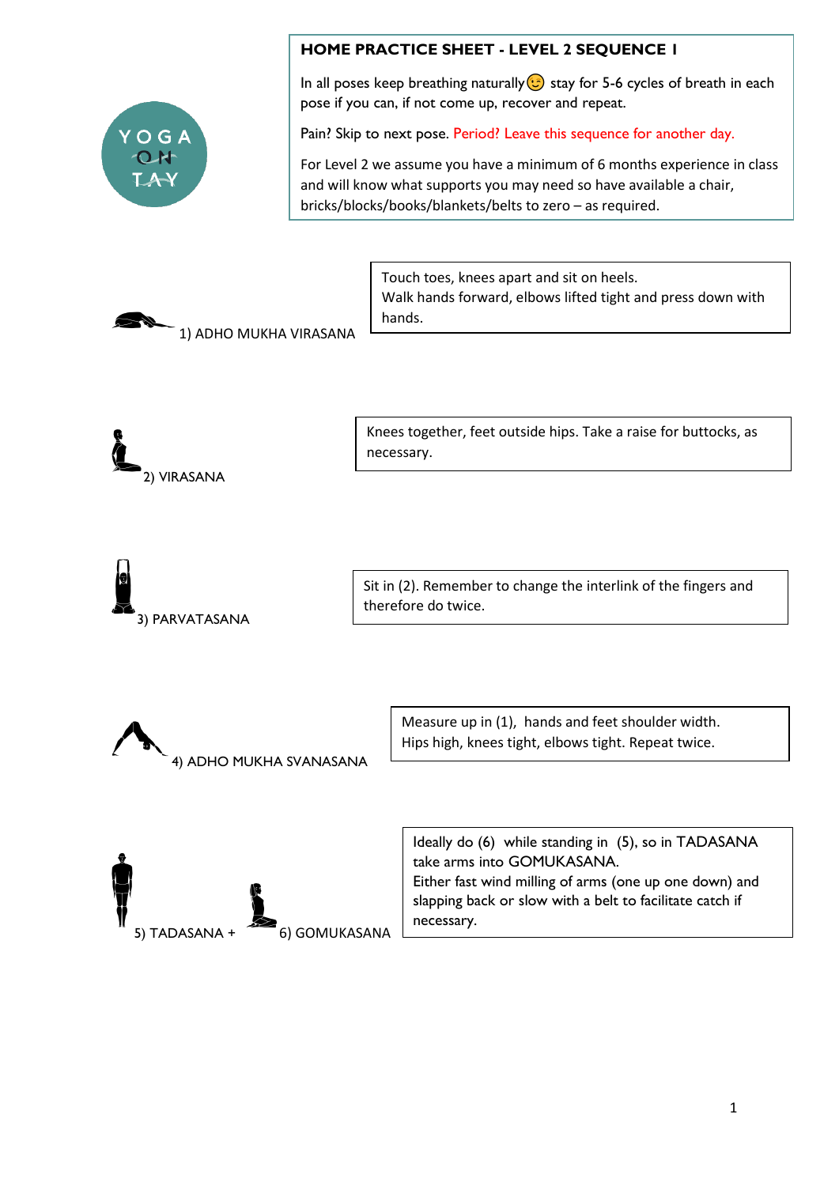YOGA ON TAY

## HOME PRACTICE SHEET - LEVEL 2 SEQUENCE 1

In all poses keep breathing naturally 😉 stay for 5-6 cycles of breath in each pose if you can, if not come up, recover and repeat.

Pain? Skip to next pose. Period? Leave this sequence for another day.

For Level 2 we assume you have a minimum of 6 months experience in class and will know what supports you may need so have available a chair, bricks/blocks/books/blankets/belts to zero – as required.

1) ADHO MUKHA VIRASANA

Touch toes, knees apart and sit on heels.
Walk hands forward, elbows lifted tight and press down with hands.

2) VIRASANA

Knees together, feet outside hips. Take a raise for buttocks, as necessary.

3) PARVATASANA

Sit in (2). Remember to change the interlink of the fingers and therefore do twice.

4) ADHO MUKHA SVANASANA

Measure up in (1), hands and feet shoulder width.
Hips high, knees tight, elbows tight. Repeat twice.

5) TADASANA + 6) GOMUKASANA

Ideally do (6) while standing in (5), so in TADASANA take arms into GOMUKASANA.
Either fast wind milling of arms (one up one down) and slapping back or slow with a belt to facilitate catch if necessary.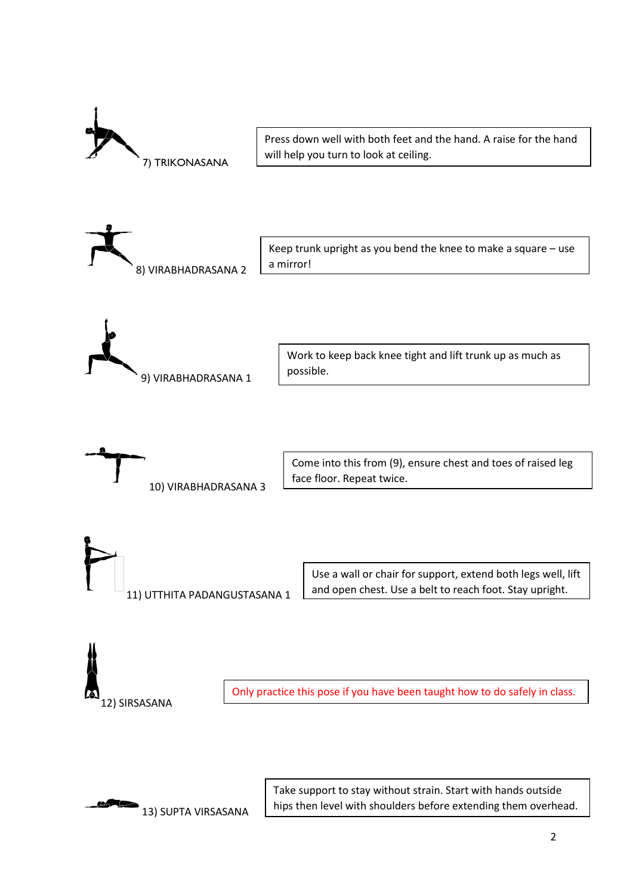**7) TRIKONASANA**

Press down well with both feet and the hand. A raise for the hand will help you turn to look at ceiling.

**8) VIRABHADRASANA 2**

Keep trunk upright as you bend the knee to make a square – use a mirror!

**9) VIRABHADRASANA 1**

Work to keep back knee tight and lift trunk up as much as possible.

**10) VIRABHADRASANA 3**

Come into this from (9), ensure chest and toes of raised leg face floor. Repeat twice.

**11) UTTHITA PADANGUSTASANA 1**

Use a wall or chair for support, extend both legs well, lift and open chest. Use a belt to reach foot. Stay upright.

**12) SIRSASANA**

Only practice this pose if you have been taught how to do safely in class.

**13) SUPTA VIRSASANA**

Take support to stay without strain. Start with hands outside hips then level with shoulders before extending them overhead.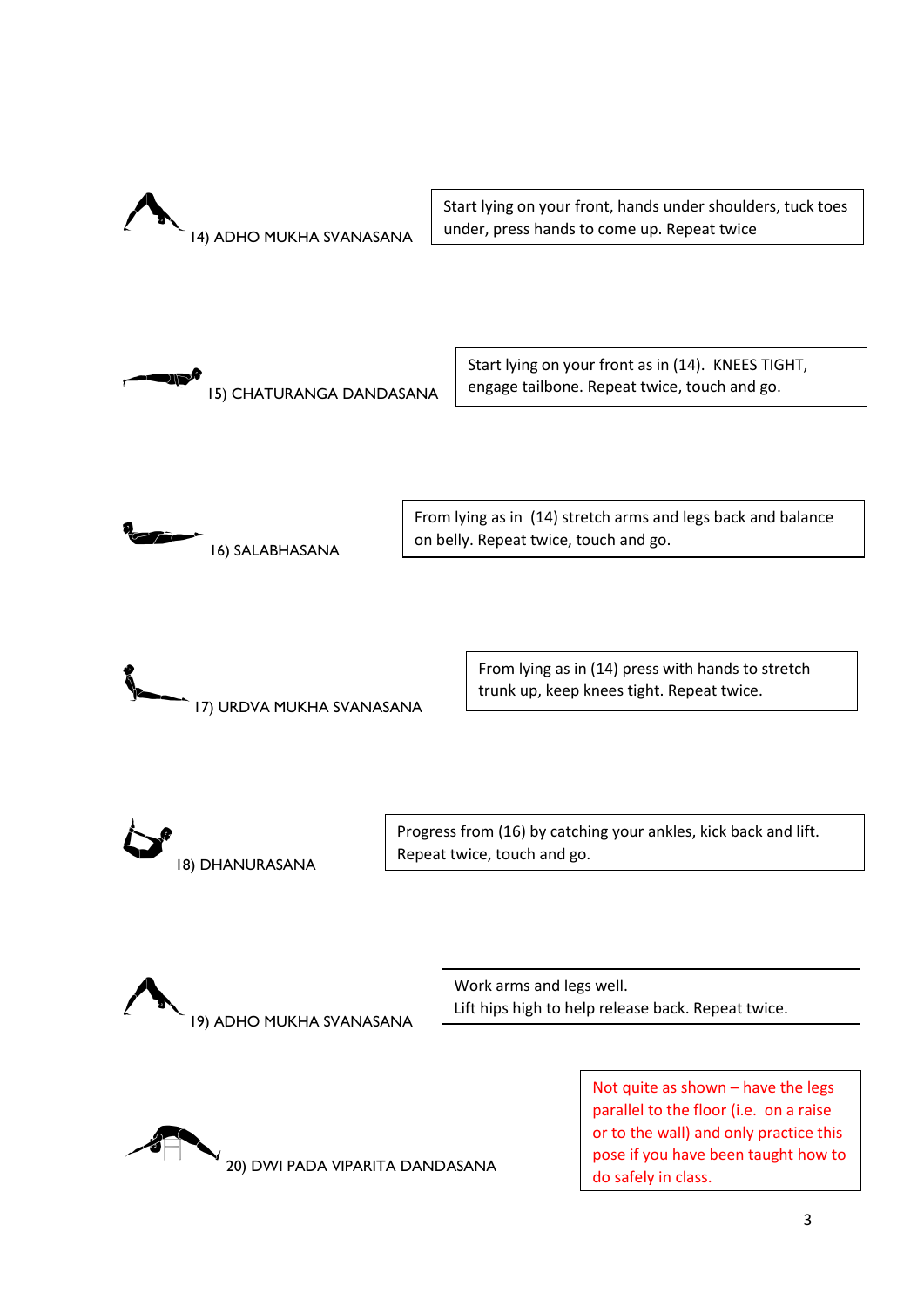14) ADHO MUKHA SVANASANA

Start lying on your front, hands under shoulders, tuck toes under, press hands to come up. Repeat twice

15) CHATURANGA DANDASANA

Start lying on your front as in (14). KNEES TIGHT, engage tailbone. Repeat twice, touch and go.

16) SALABHASANA

From lying as in (14) stretch arms and legs back and balance on belly. Repeat twice, touch and go.

17) URDVA MUKHA SVANASANA

From lying as in (14) press with hands to stretch trunk up, keep knees tight. Repeat twice.

18) DHANURASANA

Progress from (16) by catching your ankles, kick back and lift. Repeat twice, touch and go.

19) ADHO MUKHA SVANASANA

Work arms and legs well.
Lift hips high to help release back. Repeat twice.

20) DWI PADA VIPARITA DANDASANA

Not quite as shown – have the legs parallel to the floor (i.e. on a raise or to the wall) and only practice this pose if you have been taught how to do safely in class.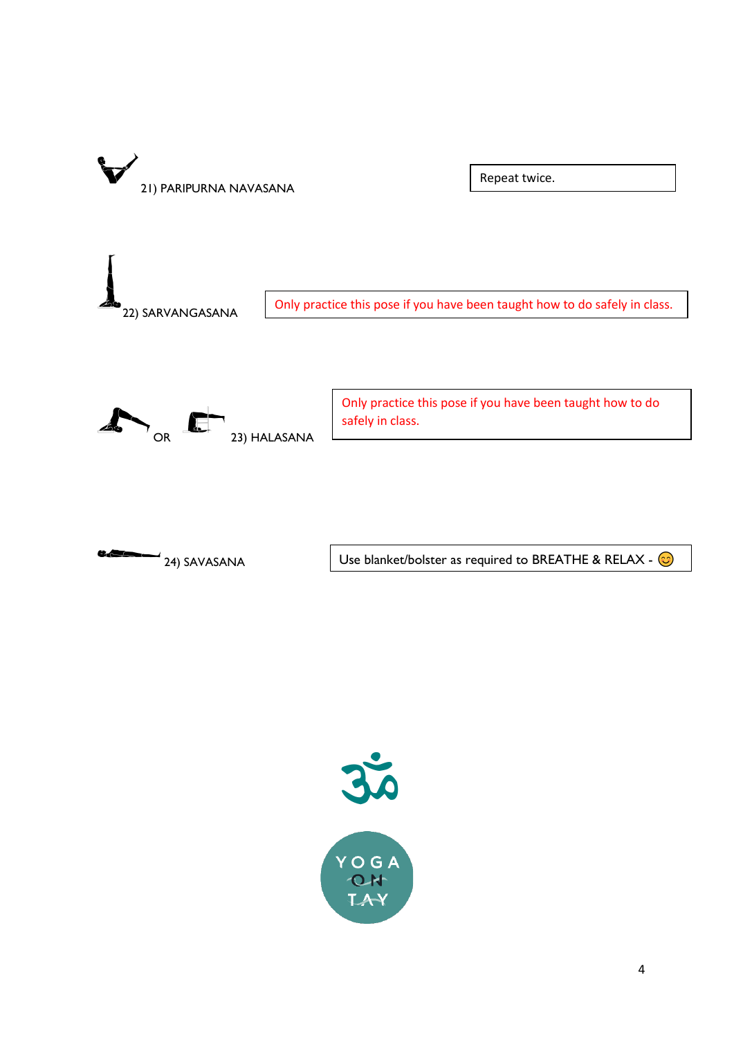21) PARIPURNA NAVASANA

Repeat twice.

22) SARVANGASANA

Only practice this pose if you have been taught how to do safely in class.

OR 23) HALASANA

Only practice this pose if you have been taught how to do safely in class.

24) SAVASANA

Use blanket/bolster as required to BREATHE & RELAX - 😊

YOGA ON TAY